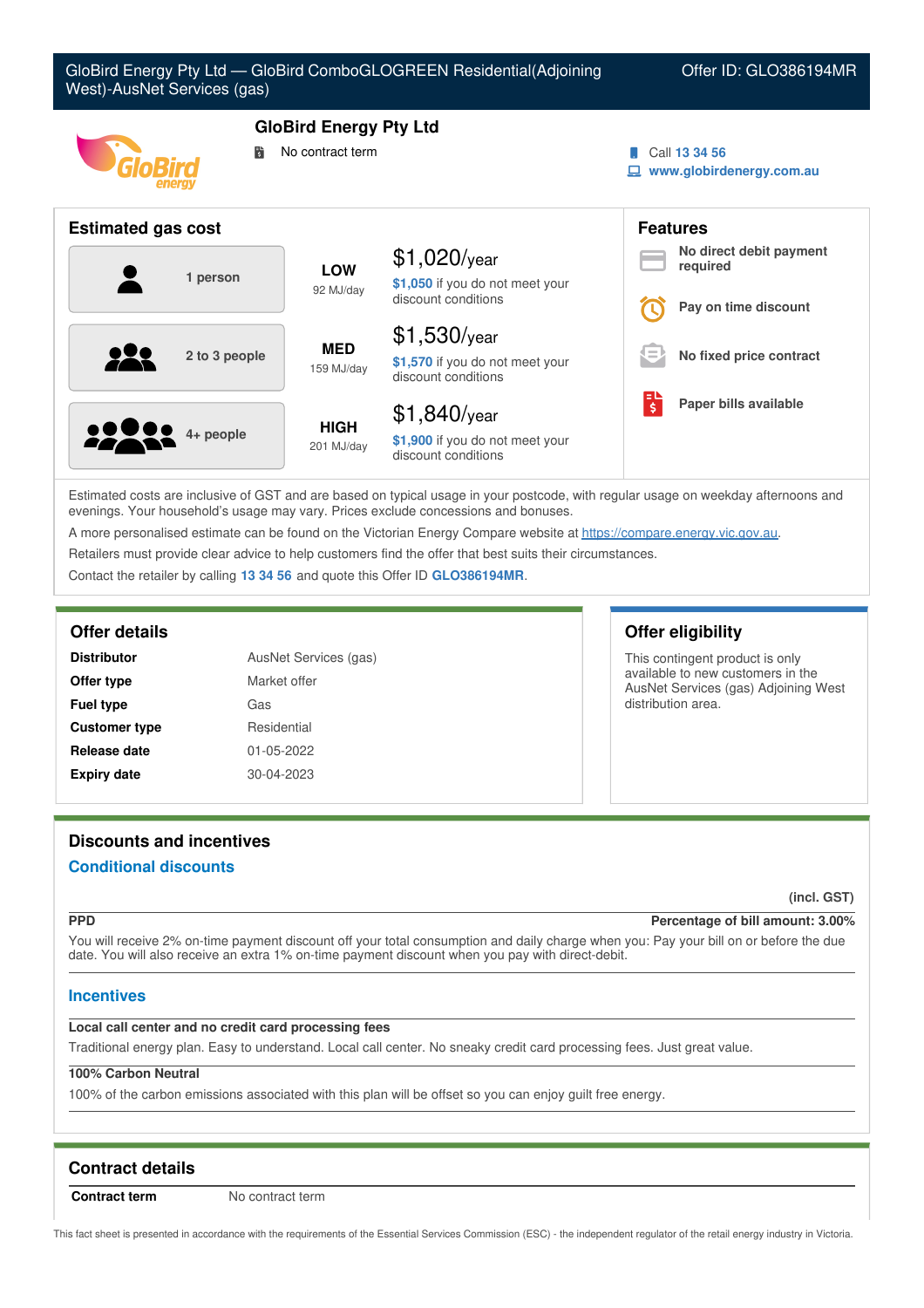# GloBird Energy Pty Ltd — GloBird ComboGLOGREEN Residential(Adjoining West)-AusNet Services (gas)

Offer ID: GLO386194MR

## GloBird Energy Pty Ltd

No contract term

Call 13 34 56
www.globirdenergy.com.au

## Estimated gas cost

| Household | Usage | Cost |
|---|---|---|
| 1 person | LOW 92 MJ/day | $1,020/year — $1,050 if you do not meet your discount conditions |
| 2 to 3 people | MED 159 MJ/day | $1,530/year — $1,570 if you do not meet your discount conditions |
| 4+ people | HIGH 201 MJ/day | $1,840/year — $1,900 if you do not meet your discount conditions |

## Features

- No direct debit payment required
- Pay on time discount
- No fixed price contract
- Paper bills available

Estimated costs are inclusive of GST and are based on typical usage in your postcode, with regular usage on weekday afternoons and evenings. Your household's usage may vary. Prices exclude concessions and bonuses.

A more personalised estimate can be found on the Victorian Energy Compare website at https://compare.energy.vic.gov.au.

Retailers must provide clear advice to help customers find the offer that best suits their circumstances.

Contact the retailer by calling 13 34 56 and quote this Offer ID GLO386194MR.

## Offer details

| | |
|---|---|
| **Distributor** | AusNet Services (gas) |
| **Offer type** | Market offer |
| **Fuel type** | Gas |
| **Customer type** | Residential |
| **Release date** | 01-05-2022 |
| **Expiry date** | 30-04-2023 |

## Offer eligibility

This contingent product is only available to new customers in the AusNet Services (gas) Adjoining West distribution area.

## Discounts and incentives

### Conditional discounts

(incl. GST)

**PPD** — Percentage of bill amount: 3.00%

You will receive 2% on-time payment discount off your total consumption and daily charge when you: Pay your bill on or before the due date. You will also receive an extra 1% on-time payment discount when you pay with direct-debit.

### Incentives

**Local call center and no credit card processing fees**

Traditional energy plan. Easy to understand. Local call center. No sneaky credit card processing fees. Just great value.

**100% Carbon Neutral**

100% of the carbon emissions associated with this plan will be offset so you can enjoy guilt free energy.

## Contract details

| | |
|---|---|
| **Contract term** | No contract term |

This fact sheet is presented in accordance with the requirements of the Essential Services Commission (ESC) - the independent regulator of the retail energy industry in Victoria.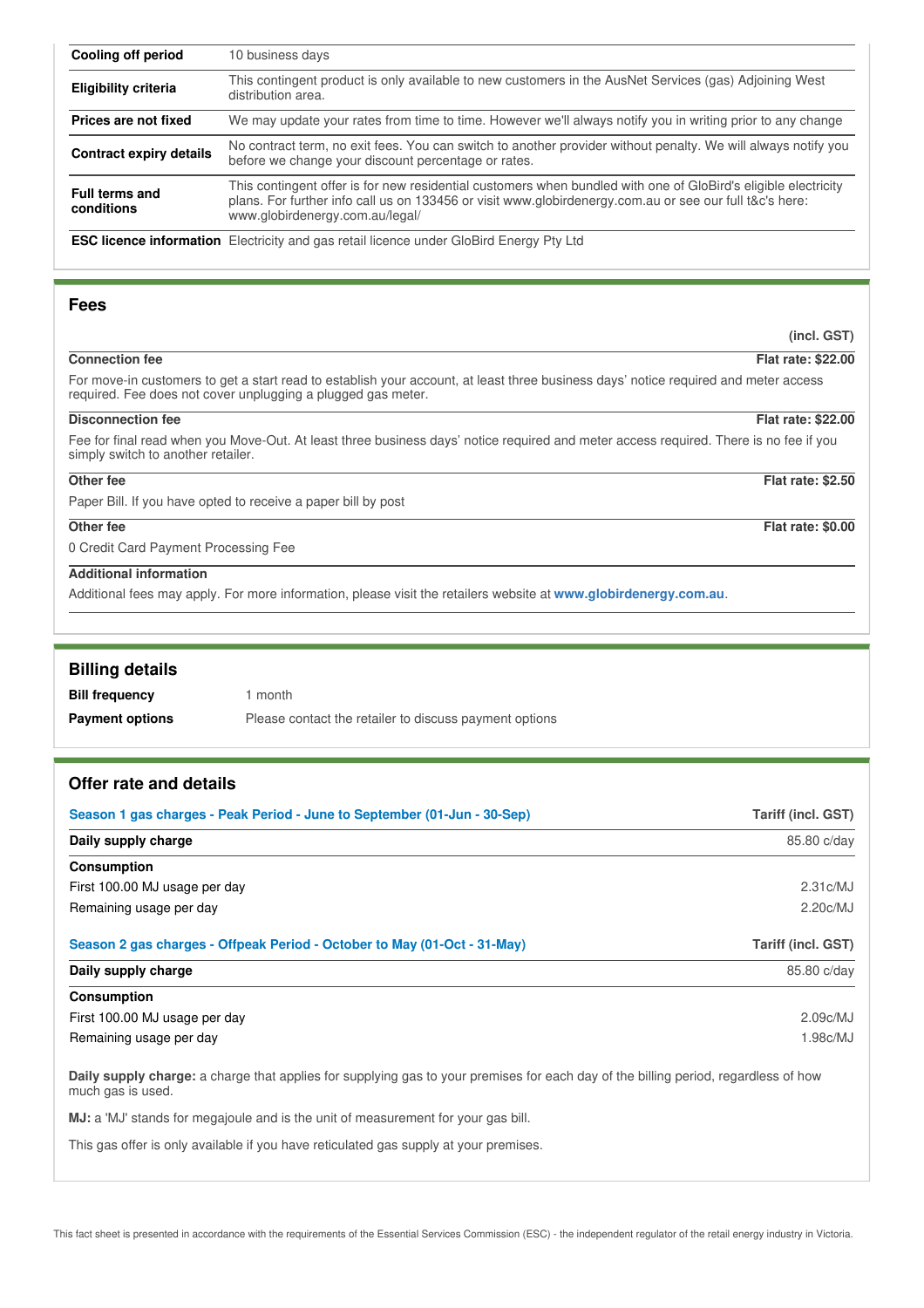| | |
|---|---|
| **Cooling off period** | 10 business days |
| **Eligibility criteria** | This contingent product is only available to new customers in the AusNet Services (gas) Adjoining West distribution area. |
| **Prices are not fixed** | We may update your rates from time to time. However we'll always notify you in writing prior to any change |
| **Contract expiry details** | No contract term, no exit fees. You can switch to another provider without penalty. We will always notify you before we change your discount percentage or rates. |
| **Full terms and conditions** | This contingent offer is for new residential customers when bundled with one of GloBird's eligible electricity plans. For further info call us on 133456 or visit www.globirdenergy.com.au or see our full t&c's here: www.globirdenergy.com.au/legal/ |
| **ESC licence information** | Electricity and gas retail licence under GloBird Energy Pty Ltd |

## Fees

| | (incl. GST) |
|---|---|
| **Connection fee** | **Flat rate: $22.00** |

For move-in customers to get a start read to establish your account, at least three business days' notice required and meter access required. Fee does not cover unplugging a plugged gas meter.

| | |
|---|---|
| **Disconnection fee** | **Flat rate: $22.00** |

Fee for final read when you Move-Out. At least three business days' notice required and meter access required. There is no fee if you simply switch to another retailer.

| | |
|---|---|
| **Other fee** | **Flat rate: $2.50** |

Paper Bill. If you have opted to receive a paper bill by post

| | |
|---|---|
| **Other fee** | **Flat rate: $0.00** |

0 Credit Card Payment Processing Fee

**Additional information**

Additional fees may apply. For more information, please visit the retailers website at **www.globirdenergy.com.au**.

## Billing details

| | |
|---|---|
| **Bill frequency** | 1 month |
| **Payment options** | Please contact the retailer to discuss payment options |

## Offer rate and details

| Season 1 gas charges - Peak Period - June to September (01-Jun - 30-Sep) | Tariff (incl. GST) |
|---|---|
| **Daily supply charge** | 85.80 c/day |
| **Consumption** | |
| First 100.00 MJ usage per day | 2.31c/MJ |
| Remaining usage per day | 2.20c/MJ |

| Season 2 gas charges - Offpeak Period - October to May (01-Oct - 31-May) | Tariff (incl. GST) |
|---|---|
| **Daily supply charge** | 85.80 c/day |
| **Consumption** | |
| First 100.00 MJ usage per day | 2.09c/MJ |
| Remaining usage per day | 1.98c/MJ |

**Daily supply charge:** a charge that applies for supplying gas to your premises for each day of the billing period, regardless of how much gas is used.

**MJ:** a 'MJ' stands for megajoule and is the unit of measurement for your gas bill.

This gas offer is only available if you have reticulated gas supply at your premises.

This fact sheet is presented in accordance with the requirements of the Essential Services Commission (ESC) - the independent regulator of the retail energy industry in Victoria.